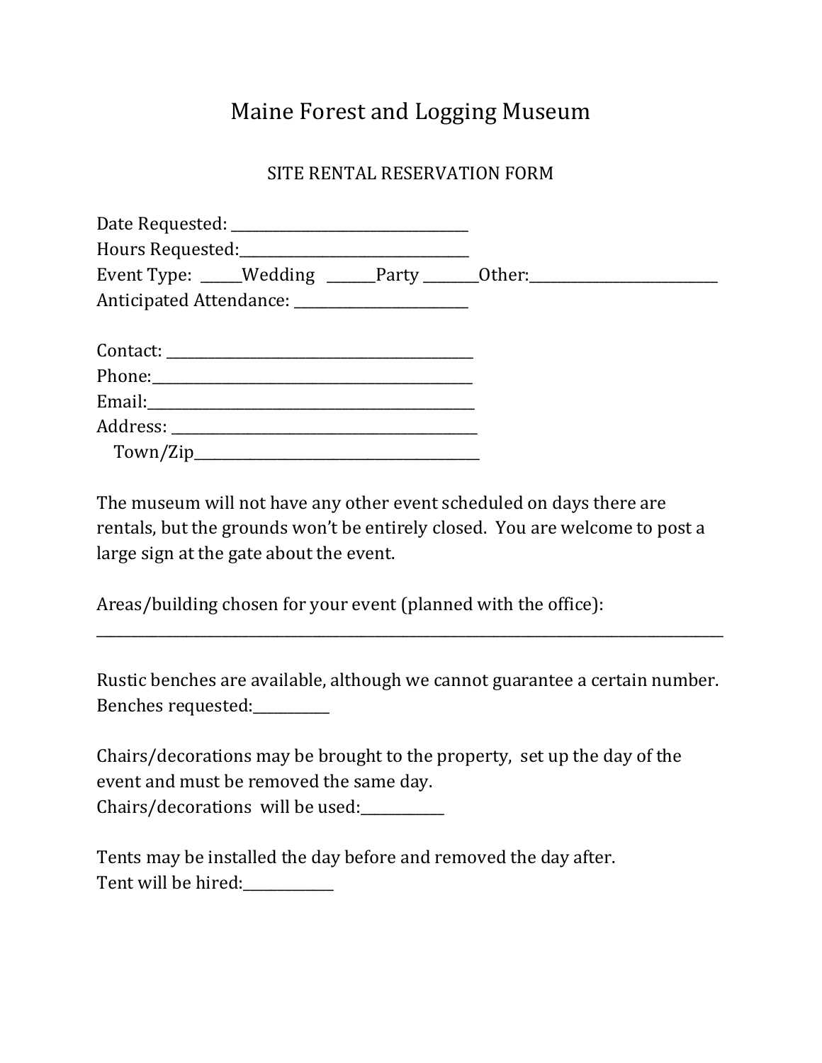# Maine Forest and Logging Museum

## SITE RENTAL RESERVATION FORM

Date Requested: ________________________________
Hours Requested:______________________________
Event Type: _____Wedding ______Party _______Other:_________________________
Anticipated Attendance: _______________________

Contact: _________________________________________
Phone:__________________________________________
Email:___________________________________________
Address: _________________________________________
Town/Zip_______________________________________

The museum will not have any other event scheduled on days there are rentals, but the grounds won't be entirely closed. You are welcome to post a large sign at the gate about the event.

Areas/building chosen for your event (planned with the office):
_____________________________________________________________________________________

Rustic benches are available, although we cannot guarantee a certain number.
Benches requested:__________

Chairs/decorations may be brought to the property, set up the day of the event and must be removed the same day.
Chairs/decorations will be used:___________

Tents may be installed the day before and removed the day after.
Tent will be hired:____________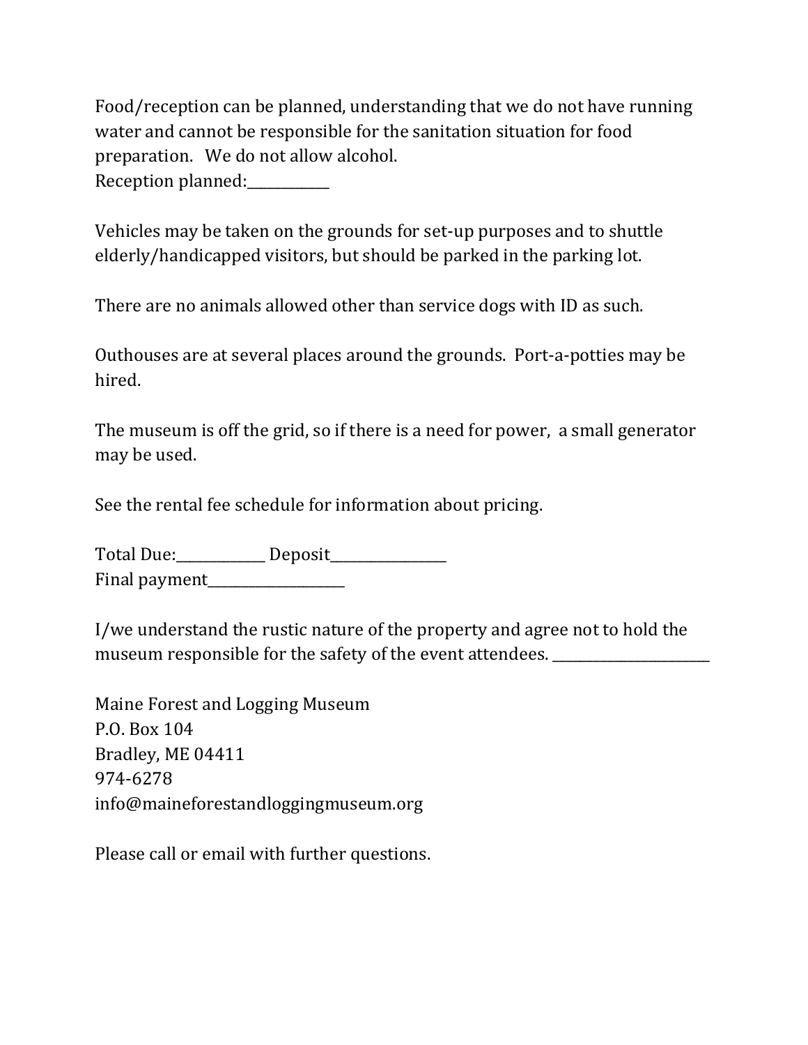Food/reception can be planned, understanding that we do not have running water and cannot be responsible for the sanitation situation for food preparation. We do not allow alcohol.
Reception planned:___________

Vehicles may be taken on the grounds for set-up purposes and to shuttle elderly/handicapped visitors, but should be parked in the parking lot.

There are no animals allowed other than service dogs with ID as such.

Outhouses are at several places around the grounds. Port-a-potties may be hired.

The museum is off the grid, so if there is a need for power, a small generator may be used.

See the rental fee schedule for information about pricing.

Total Due:____________ Deposit_______________
Final payment__________________

I/we understand the rustic nature of the property and agree not to hold the museum responsible for the safety of the event attendees. _____________________

Maine Forest and Logging Museum
P.O. Box 104
Bradley, ME 04411
974-6278
info@maineforestandloggingmuseum.org

Please call or email with further questions.